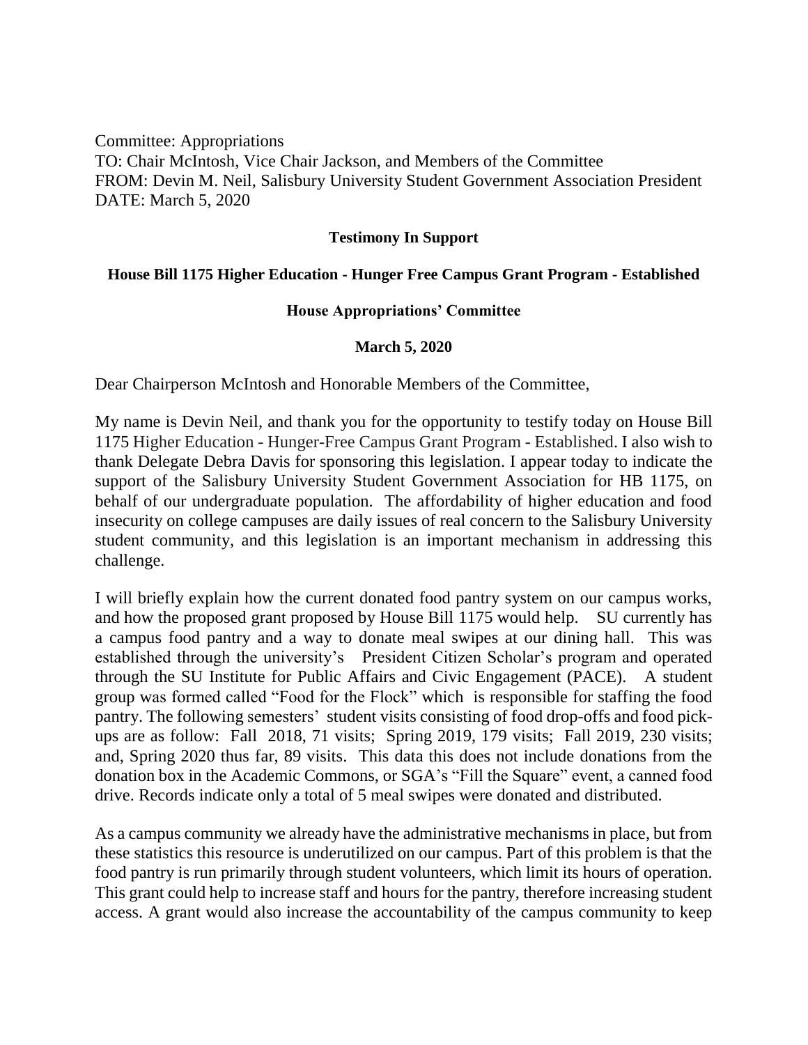Committee: Appropriations
TO: Chair McIntosh, Vice Chair Jackson, and Members of the Committee
FROM: Devin M. Neil, Salisbury University Student Government Association President
DATE: March 5, 2020

**Testimony In Support**

**House Bill 1175 Higher Education - Hunger Free Campus Grant Program - Established**

**House Appropriations' Committee**

**March 5, 2020**

Dear Chairperson McIntosh and Honorable Members of the Committee,

My name is Devin Neil, and thank you for the opportunity to testify today on House Bill 1175 Higher Education - Hunger-Free Campus Grant Program - Established. I also wish to thank Delegate Debra Davis for sponsoring this legislation. I appear today to indicate the support of the Salisbury University Student Government Association for HB 1175, on behalf of our undergraduate population. The affordability of higher education and food insecurity on college campuses are daily issues of real concern to the Salisbury University student community, and this legislation is an important mechanism in addressing this challenge.

I will briefly explain how the current donated food pantry system on our campus works, and how the proposed grant proposed by House Bill 1175 would help. SU currently has a campus food pantry and a way to donate meal swipes at our dining hall. This was established through the university's President Citizen Scholar's program and operated through the SU Institute for Public Affairs and Civic Engagement (PACE). A student group was formed called "Food for the Flock" which is responsible for staffing the food pantry. The following semesters' student visits consisting of food drop-offs and food pick-ups are as follow: Fall 2018, 71 visits; Spring 2019, 179 visits; Fall 2019, 230 visits; and, Spring 2020 thus far, 89 visits. This data this does not include donations from the donation box in the Academic Commons, or SGA's "Fill the Square" event, a canned food drive. Records indicate only a total of 5 meal swipes were donated and distributed.

As a campus community we already have the administrative mechanisms in place, but from these statistics this resource is underutilized on our campus. Part of this problem is that the food pantry is run primarily through student volunteers, which limit its hours of operation. This grant could help to increase staff and hours for the pantry, therefore increasing student access. A grant would also increase the accountability of the campus community to keep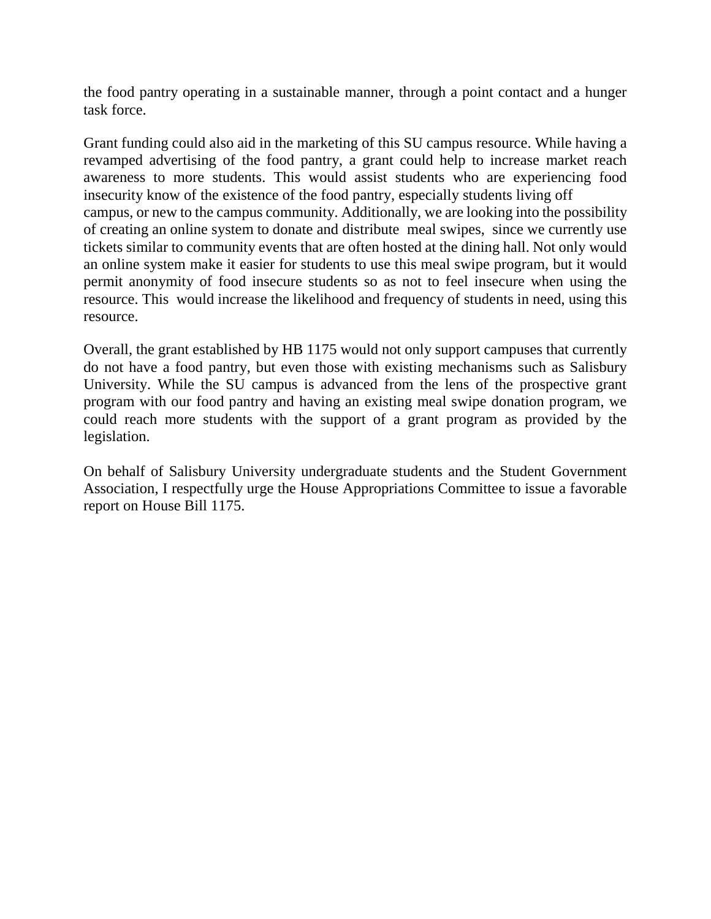the food pantry operating in a sustainable manner, through a point contact and a hunger task force.

Grant funding could also aid in the marketing of this SU campus resource. While having a revamped advertising of the food pantry, a grant could help to increase market reach awareness to more students. This would assist students who are experiencing food insecurity know of the existence of the food pantry, especially students living off campus, or new to the campus community. Additionally, we are looking into the possibility of creating an online system to donate and distribute meal swipes, since we currently use tickets similar to community events that are often hosted at the dining hall. Not only would an online system make it easier for students to use this meal swipe program, but it would permit anonymity of food insecure students so as not to feel insecure when using the resource. This would increase the likelihood and frequency of students in need, using this resource.

Overall, the grant established by HB 1175 would not only support campuses that currently do not have a food pantry, but even those with existing mechanisms such as Salisbury University. While the SU campus is advanced from the lens of the prospective grant program with our food pantry and having an existing meal swipe donation program, we could reach more students with the support of a grant program as provided by the legislation.

On behalf of Salisbury University undergraduate students and the Student Government Association, I respectfully urge the House Appropriations Committee to issue a favorable report on House Bill 1175.